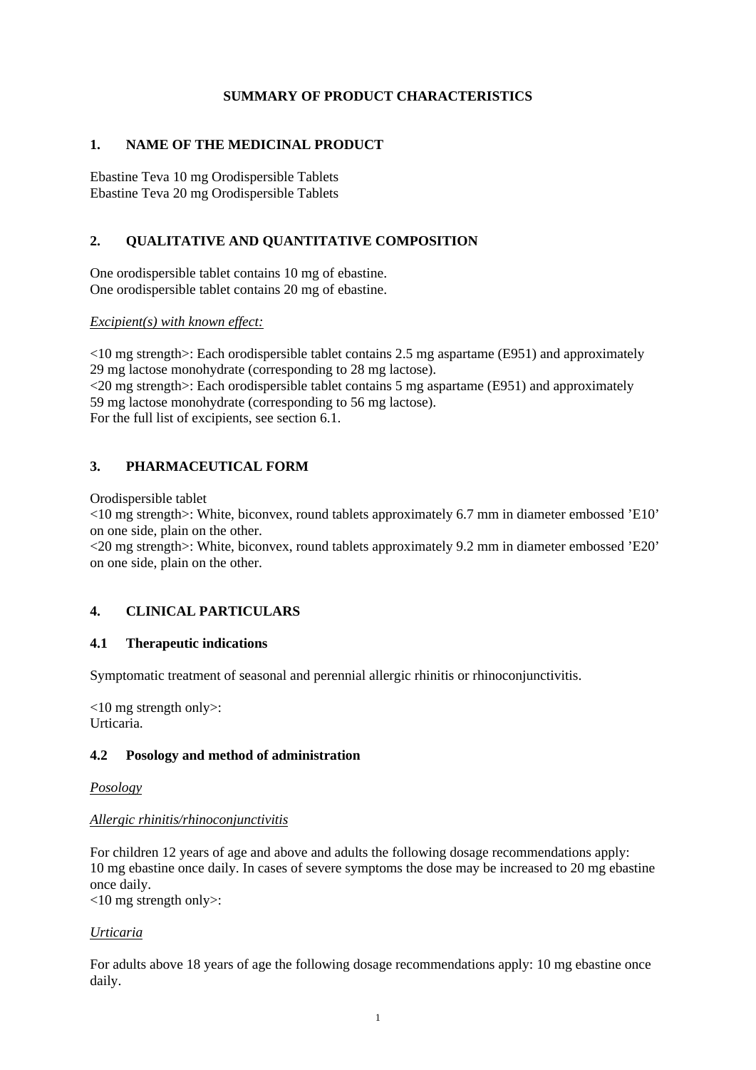**SUMMARY OF PRODUCT CHARACTERISTICS**

## 1. NAME OF THE MEDICINAL PRODUCT

Ebastine Teva 10 mg Orodispersible Tablets
Ebastine Teva 20 mg Orodispersible Tablets

## 2. QUALITATIVE AND QUANTITATIVE COMPOSITION

One orodispersible tablet contains 10 mg of ebastine.
One orodispersible tablet contains 20 mg of ebastine.

*Excipient(s) with known effect:*

<10 mg strength>: Each orodispersible tablet contains 2.5 mg aspartame (E951) and approximately 29 mg lactose monohydrate (corresponding to 28 mg lactose).
<20 mg strength>: Each orodispersible tablet contains 5 mg aspartame (E951) and approximately 59 mg lactose monohydrate (corresponding to 56 mg lactose).
For the full list of excipients, see section 6.1.

## 3. PHARMACEUTICAL FORM

Orodispersible tablet
<10 mg strength>: White, biconvex, round tablets approximately 6.7 mm in diameter embossed 'E10' on one side, plain on the other.
<20 mg strength>: White, biconvex, round tablets approximately 9.2 mm in diameter embossed 'E20' on one side, plain on the other.

## 4. CLINICAL PARTICULARS

### 4.1 Therapeutic indications

Symptomatic treatment of seasonal and perennial allergic rhinitis or rhinoconjunctivitis.

<10 mg strength only>:
Urticaria.

### 4.2 Posology and method of administration

*Posology*

*Allergic rhinitis/rhinoconjunctivitis*

For children 12 years of age and above and adults the following dosage recommendations apply: 10 mg ebastine once daily. In cases of severe symptoms the dose may be increased to 20 mg ebastine once daily.
<10 mg strength only>:

*Urticaria*

For adults above 18 years of age the following dosage recommendations apply: 10 mg ebastine once daily.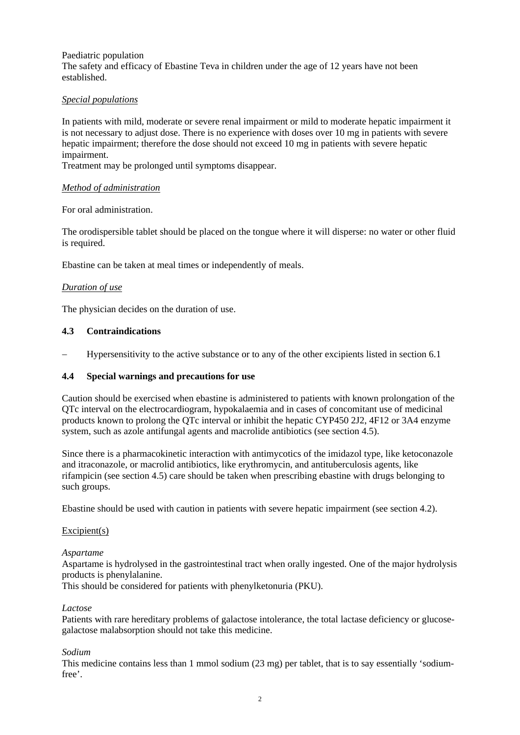Paediatric population
The safety and efficacy of Ebastine Teva in children under the age of 12 years have not been established.

*Special populations*

In patients with mild, moderate or severe renal impairment or mild to moderate hepatic impairment it is not necessary to adjust dose. There is no experience with doses over 10 mg in patients with severe hepatic impairment; therefore the dose should not exceed 10 mg in patients with severe hepatic impairment.
Treatment may be prolonged until symptoms disappear.

*Method of administration*

For oral administration.

The orodispersible tablet should be placed on the tongue where it will disperse: no water or other fluid is required.

Ebastine can be taken at meal times or independently of meals.

*Duration of use*

The physician decides on the duration of use.

## 4.3 Contraindications

– Hypersensitivity to the active substance or to any of the other excipients listed in section 6.1

## 4.4 Special warnings and precautions for use

Caution should be exercised when ebastine is administered to patients with known prolongation of the QTc interval on the electrocardiogram, hypokalaemia and in cases of concomitant use of medicinal products known to prolong the QTc interval or inhibit the hepatic CYP450 2J2, 4F12 or 3A4 enzyme system, such as azole antifungal agents and macrolide antibiotics (see section 4.5).

Since there is a pharmacokinetic interaction with antimycotics of the imidazol type, like ketoconazole and itraconazole, or macrolid antibiotics, like erythromycin, and antituberculosis agents, like rifampicin (see section 4.5) care should be taken when prescribing ebastine with drugs belonging to such groups.

Ebastine should be used with caution in patients with severe hepatic impairment (see section 4.2).

Excipient(s)

*Aspartame*
Aspartame is hydrolysed in the gastrointestinal tract when orally ingested. One of the major hydrolysis products is phenylalanine.
This should be considered for patients with phenylketonuria (PKU).

*Lactose*
Patients with rare hereditary problems of galactose intolerance, the total lactase deficiency or glucose-galactose malabsorption should not take this medicine.

*Sodium*
This medicine contains less than 1 mmol sodium (23 mg) per tablet, that is to say essentially 'sodium-free'.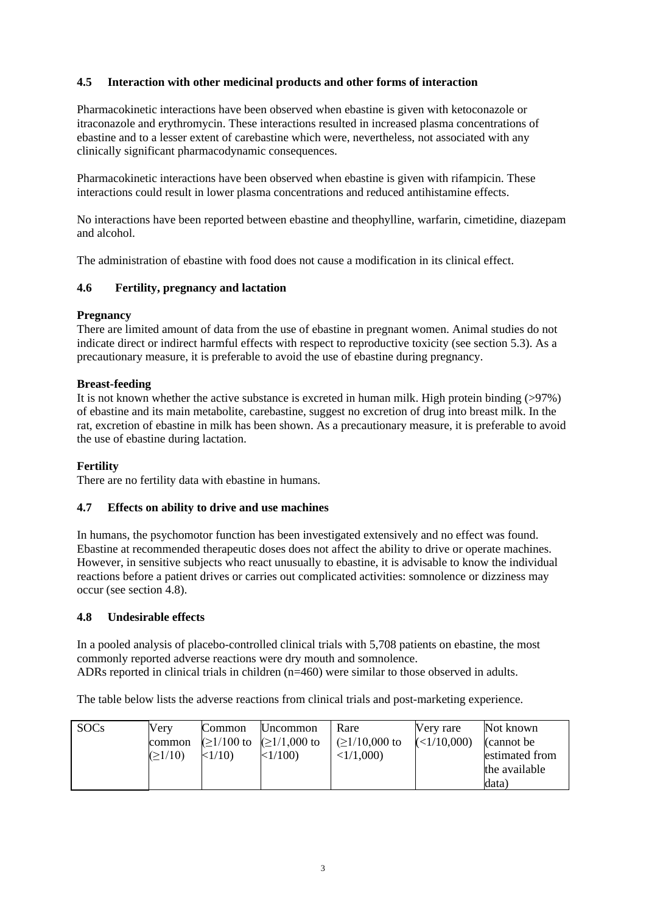## 4.5 Interaction with other medicinal products and other forms of interaction

Pharmacokinetic interactions have been observed when ebastine is given with ketoconazole or itraconazole and erythromycin. These interactions resulted in increased plasma concentrations of ebastine and to a lesser extent of carebastine which were, nevertheless, not associated with any clinically significant pharmacodynamic consequences.

Pharmacokinetic interactions have been observed when ebastine is given with rifampicin. These interactions could result in lower plasma concentrations and reduced antihistamine effects.

No interactions have been reported between ebastine and theophylline, warfarin, cimetidine, diazepam and alcohol.

The administration of ebastine with food does not cause a modification in its clinical effect.

## 4.6 Fertility, pregnancy and lactation

**Pregnancy**

There are limited amount of data from the use of ebastine in pregnant women. Animal studies do not indicate direct or indirect harmful effects with respect to reproductive toxicity (see section 5.3). As a precautionary measure, it is preferable to avoid the use of ebastine during pregnancy.

**Breast-feeding**

It is not known whether the active substance is excreted in human milk. High protein binding (>97%) of ebastine and its main metabolite, carebastine, suggest no excretion of drug into breast milk. In the rat, excretion of ebastine in milk has been shown. As a precautionary measure, it is preferable to avoid the use of ebastine during lactation.

**Fertility**

There are no fertility data with ebastine in humans.

## 4.7 Effects on ability to drive and use machines

In humans, the psychomotor function has been investigated extensively and no effect was found. Ebastine at recommended therapeutic doses does not affect the ability to drive or operate machines. However, in sensitive subjects who react unusually to ebastine, it is advisable to know the individual reactions before a patient drives or carries out complicated activities: somnolence or dizziness may occur (see section 4.8).

## 4.8 Undesirable effects

In a pooled analysis of placebo-controlled clinical trials with 5,708 patients on ebastine, the most commonly reported adverse reactions were dry mouth and somnolence.
ADRs reported in clinical trials in children (n=460) were similar to those observed in adults.

The table below lists the adverse reactions from clinical trials and post-marketing experience.

| SOCs | Very common (≥1/10) | Common (≥1/100 to <1/10) | Uncommon (≥1/1,000 to <1/100) | Rare (≥1/10,000 to <1/1,000) | Very rare (<1/10,000) | Not known (cannot be estimated from the available data) |
|---|---|---|---|---|---|---|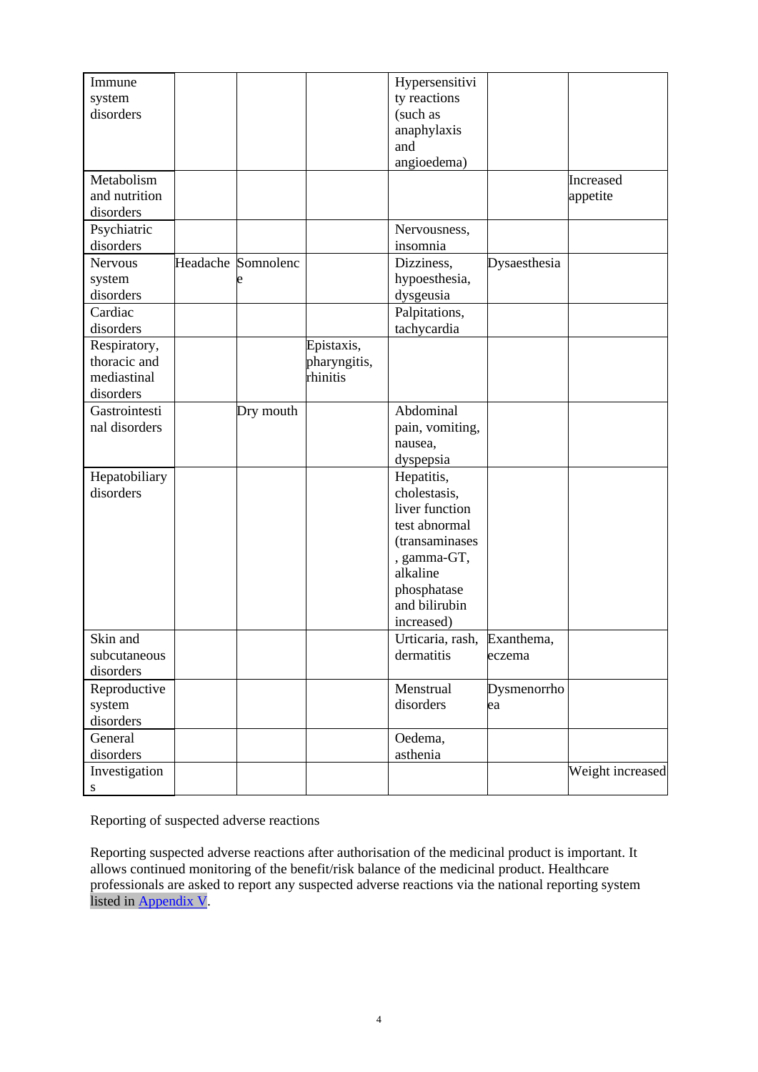| | | | | | | |
|---|---|---|---|---|---|---|
| Immune system disorders | | | | Hypersensitivity reactions (such as anaphylaxis and angioedema) | | |
| Metabolism and nutrition disorders | | | | | | Increased appetite |
| Psychiatric disorders | | | | Nervousness, insomnia | | |
| Nervous system disorders | Headache | Somnolence | | Dizziness, hypoesthesia, dysgeusia | Dysaesthesia | |
| Cardiac disorders | | | | Palpitations, tachycardia | | |
| Respiratory, thoracic and mediastinal disorders | | | Epistaxis, pharyngitis, rhinitis | | | |
| Gastrointestinal disorders | | Dry mouth | | Abdominal pain, vomiting, nausea, dyspepsia | | |
| Hepatobiliary disorders | | | | Hepatitis, cholestasis, liver function test abnormal (transaminases, gamma-GT, alkaline phosphatase and bilirubin increased) | | |
| Skin and subcutaneous disorders | | | | Urticaria, rash, dermatitis | Exanthema, eczema | |
| Reproductive system disorders | | | | Menstrual disorders | Dysmenorrhoea | |
| General disorders | | | | Oedema, asthenia | | |
| Investigations | | | | | | Weight increased |

Reporting of suspected adverse reactions

Reporting suspected adverse reactions after authorisation of the medicinal product is important. It allows continued monitoring of the benefit/risk balance of the medicinal product. Healthcare professionals are asked to report any suspected adverse reactions via the national reporting system listed in Appendix V.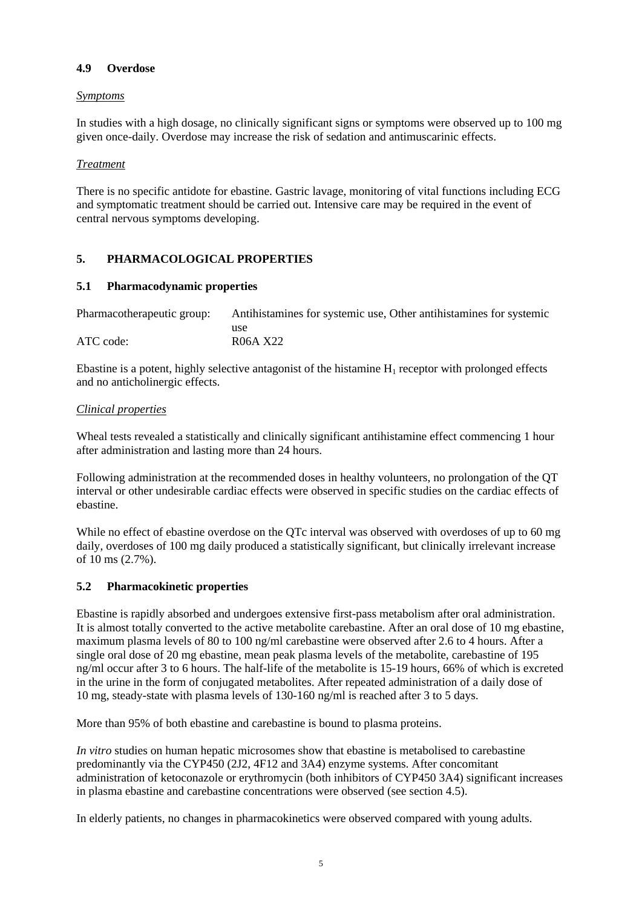### 4.9 Overdose

*Symptoms*

In studies with a high dosage, no clinically significant signs or symptoms were observed up to 100 mg given once-daily. Overdose may increase the risk of sedation and antimuscarinic effects.

*Treatment*

There is no specific antidote for ebastine. Gastric lavage, monitoring of vital functions including ECG and symptomatic treatment should be carried out. Intensive care may be required in the event of central nervous symptoms developing.

## 5. PHARMACOLOGICAL PROPERTIES

### 5.1 Pharmacodynamic properties

| | |
|---|---|
| Pharmacotherapeutic group: | Antihistamines for systemic use, Other antihistamines for systemic use |
| ATC code: | R06A X22 |

Ebastine is a potent, highly selective antagonist of the histamine $H_1$ receptor with prolonged effects and no anticholinergic effects.

*Clinical properties*

Wheal tests revealed a statistically and clinically significant antihistamine effect commencing 1 hour after administration and lasting more than 24 hours.

Following administration at the recommended doses in healthy volunteers, no prolongation of the QT interval or other undesirable cardiac effects were observed in specific studies on the cardiac effects of ebastine.

While no effect of ebastine overdose on the QTc interval was observed with overdoses of up to 60 mg daily, overdoses of 100 mg daily produced a statistically significant, but clinically irrelevant increase of 10 ms (2.7%).

### 5.2 Pharmacokinetic properties

Ebastine is rapidly absorbed and undergoes extensive first-pass metabolism after oral administration. It is almost totally converted to the active metabolite carebastine. After an oral dose of 10 mg ebastine, maximum plasma levels of 80 to 100 ng/ml carebastine were observed after 2.6 to 4 hours. After a single oral dose of 20 mg ebastine, mean peak plasma levels of the metabolite, carebastine of 195 ng/ml occur after 3 to 6 hours. The half-life of the metabolite is 15-19 hours, 66% of which is excreted in the urine in the form of conjugated metabolites. After repeated administration of a daily dose of 10 mg, steady-state with plasma levels of 130-160 ng/ml is reached after 3 to 5 days.

More than 95% of both ebastine and carebastine is bound to plasma proteins.

*In vitro* studies on human hepatic microsomes show that ebastine is metabolised to carebastine predominantly via the CYP450 (2J2, 4F12 and 3A4) enzyme systems. After concomitant administration of ketoconazole or erythromycin (both inhibitors of CYP450 3A4) significant increases in plasma ebastine and carebastine concentrations were observed (see section 4.5).

In elderly patients, no changes in pharmacokinetics were observed compared with young adults.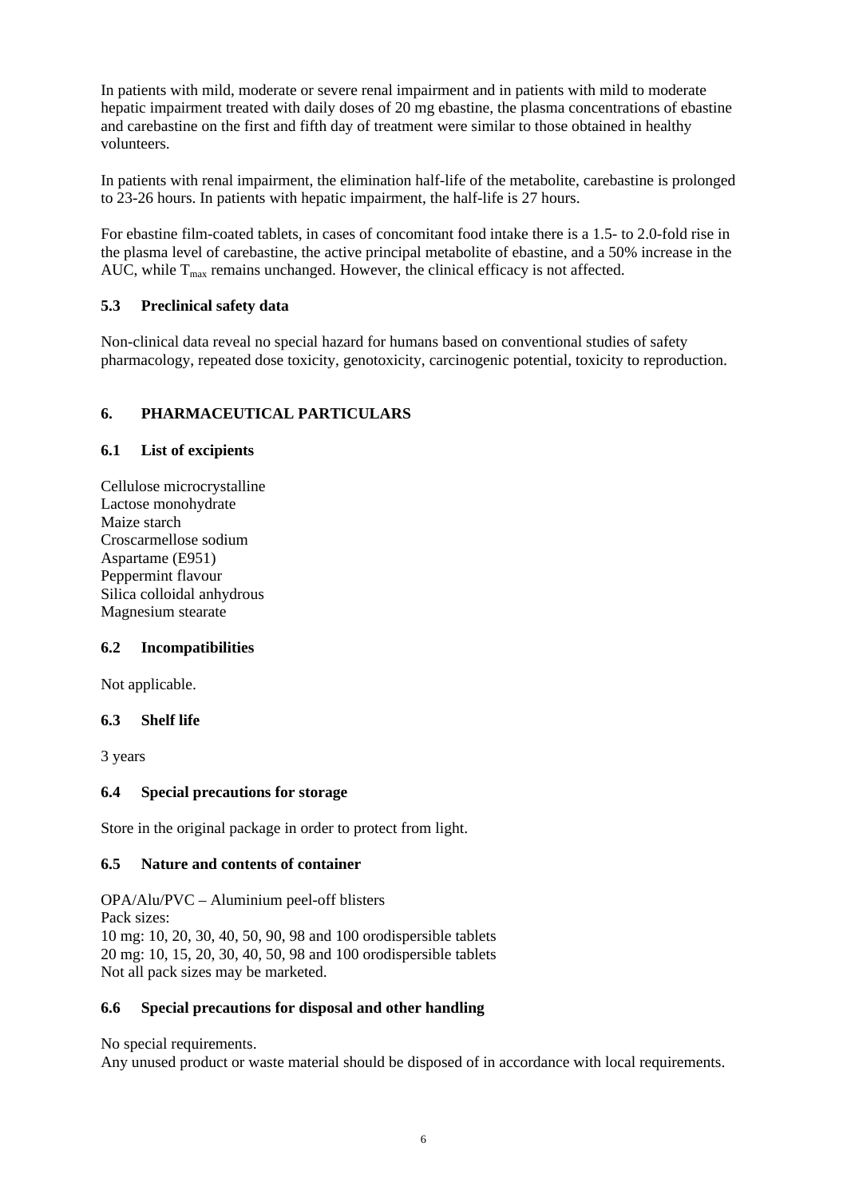In patients with mild, moderate or severe renal impairment and in patients with mild to moderate hepatic impairment treated with daily doses of 20 mg ebastine, the plasma concentrations of ebastine and carebastine on the first and fifth day of treatment were similar to those obtained in healthy volunteers.

In patients with renal impairment, the elimination half-life of the metabolite, carebastine is prolonged to 23-26 hours. In patients with hepatic impairment, the half-life is 27 hours.

For ebastine film-coated tablets, in cases of concomitant food intake there is a 1.5- to 2.0-fold rise in the plasma level of carebastine, the active principal metabolite of ebastine, and a 50% increase in the AUC, while $T_{max}$ remains unchanged. However, the clinical efficacy is not affected.

### 5.3 Preclinical safety data

Non-clinical data reveal no special hazard for humans based on conventional studies of safety pharmacology, repeated dose toxicity, genotoxicity, carcinogenic potential, toxicity to reproduction.

## 6. PHARMACEUTICAL PARTICULARS

### 6.1 List of excipients

Cellulose microcrystalline
Lactose monohydrate
Maize starch
Croscarmellose sodium
Aspartame (E951)
Peppermint flavour
Silica colloidal anhydrous
Magnesium stearate

### 6.2 Incompatibilities

Not applicable.

### 6.3 Shelf life

3 years

### 6.4 Special precautions for storage

Store in the original package in order to protect from light.

### 6.5 Nature and contents of container

OPA/Alu/PVC – Aluminium peel-off blisters
Pack sizes:
10 mg: 10, 20, 30, 40, 50, 90, 98 and 100 orodispersible tablets
20 mg: 10, 15, 20, 30, 40, 50, 98 and 100 orodispersible tablets
Not all pack sizes may be marketed.

### 6.6 Special precautions for disposal and other handling

No special requirements.
Any unused product or waste material should be disposed of in accordance with local requirements.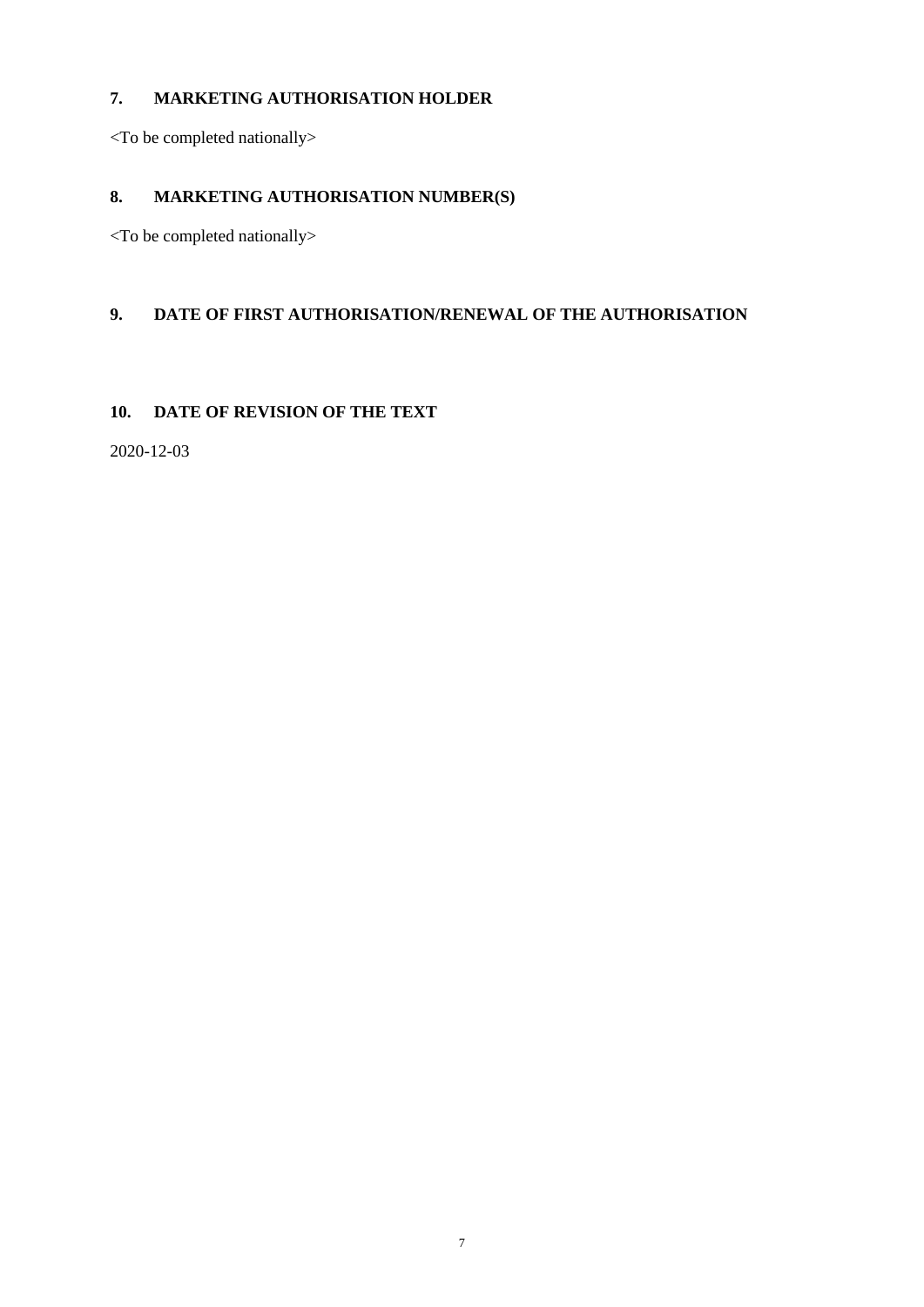## 7. MARKETING AUTHORISATION HOLDER

<To be completed nationally>

## 8. MARKETING AUTHORISATION NUMBER(S)

<To be completed nationally>

## 9. DATE OF FIRST AUTHORISATION/RENEWAL OF THE AUTHORISATION

## 10. DATE OF REVISION OF THE TEXT

2020-12-03